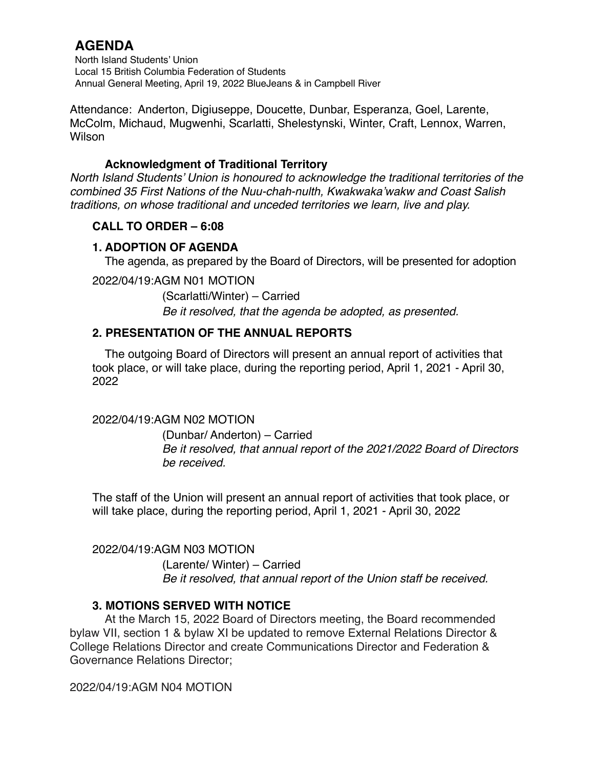# AGENDA

North Island Students' Union
Local 15 British Columbia Federation of Students
Annual General Meeting, April 19, 2022 BlueJeans & in Campbell River

Attendance: Anderton, Digiuseppe, Doucette, Dunbar, Esperanza, Goel, Larente, McColm, Michaud, Mugwenhi, Scarlatti, Shelestynski, Winter, Craft, Lennox, Warren, Wilson

### Acknowledgment of Traditional Territory

*North Island Students' Union is honoured to acknowledge the traditional territories of the combined 35 First Nations of the Nuu-chah-nulth, Kwakwaka'wakw and Coast Salish traditions, on whose traditional and unceded territories we learn, live and play.*

### CALL TO ORDER – 6:08

### 1. ADOPTION OF AGENDA

The agenda, as prepared by the Board of Directors, will be presented for adoption

2022/04/19:AGM N01 MOTION

(Scarlatti/Winter) – Carried
*Be it resolved, that the agenda be adopted, as presented.*

### 2. PRESENTATION OF THE ANNUAL REPORTS

The outgoing Board of Directors will present an annual report of activities that took place, or will take place, during the reporting period, April 1, 2021 - April 30, 2022

2022/04/19:AGM N02 MOTION

(Dunbar/ Anderton) – Carried
*Be it resolved, that annual report of the 2021/2022 Board of Directors be received.*

The staff of the Union will present an annual report of activities that took place, or will take place, during the reporting period, April 1, 2021 - April 30, 2022

2022/04/19:AGM N03 MOTION

(Larente/ Winter) – Carried
*Be it resolved, that annual report of the Union staff be received.*

### 3. MOTIONS SERVED WITH NOTICE

At the March 15, 2022 Board of Directors meeting, the Board recommended bylaw VII, section 1 & bylaw XI be updated to remove External Relations Director & College Relations Director and create Communications Director and Federation & Governance Relations Director;

2022/04/19:AGM N04 MOTION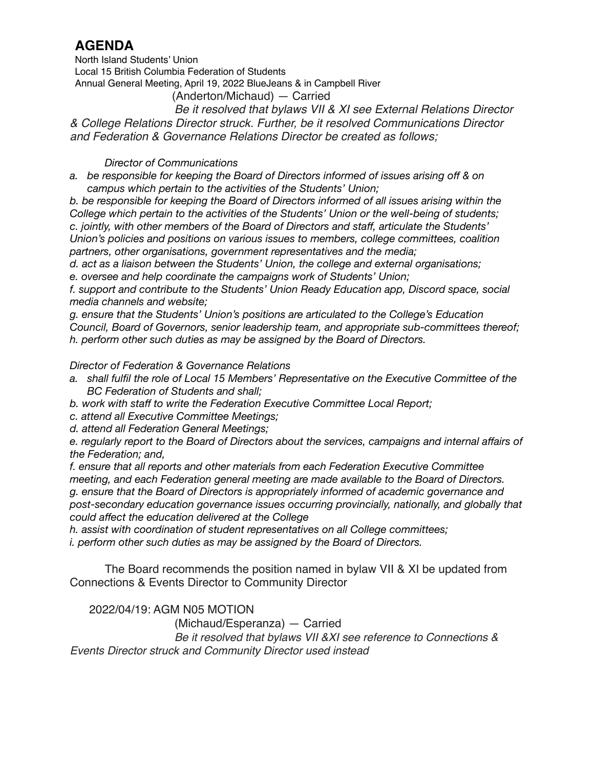# AGENDA

North Island Students' Union
Local 15 British Columbia Federation of Students
Annual General Meeting, April 19, 2022 BlueJeans & in Campbell River

(Anderton/Michaud) — Carried

*Be it resolved that bylaws VII & XI see External Relations Director & College Relations Director struck. Further, be it resolved Communications Director and Federation & Governance Relations Director be created as follows;*

*Director of Communications*

*a. be responsible for keeping the Board of Directors informed of issues arising off & on campus which pertain to the activities of the Students' Union;*
*b. be responsible for keeping the Board of Directors informed of all issues arising within the College which pertain to the activities of the Students' Union or the well-being of students;*
*c. jointly, with other members of the Board of Directors and staff, articulate the Students' Union's policies and positions on various issues to members, college committees, coalition partners, other organisations, government representatives and the media;*
*d. act as a liaison between the Students' Union, the college and external organisations;*
*e. oversee and help coordinate the campaigns work of Students' Union;*
*f. support and contribute to the Students' Union Ready Education app, Discord space, social media channels and website;*
*g. ensure that the Students' Union's positions are articulated to the College's Education Council, Board of Governors, senior leadership team, and appropriate sub-committees thereof;*
*h. perform other such duties as may be assigned by the Board of Directors.*

*Director of Federation & Governance Relations*

*a. shall fulfil the role of Local 15 Members' Representative on the Executive Committee of the BC Federation of Students and shall;*
*b. work with staff to write the Federation Executive Committee Local Report;*
*c. attend all Executive Committee Meetings;*
*d. attend all Federation General Meetings;*
*e. regularly report to the Board of Directors about the services, campaigns and internal affairs of the Federation; and,*
*f. ensure that all reports and other materials from each Federation Executive Committee meeting, and each Federation general meeting are made available to the Board of Directors.*
*g. ensure that the Board of Directors is appropriately informed of academic governance and post-secondary education governance issues occurring provincially, nationally, and globally that could affect the education delivered at the College*
*h. assist with coordination of student representatives on all College committees;*
*i. perform other such duties as may be assigned by the Board of Directors.*

The Board recommends the position named in bylaw VII & XI be updated from Connections & Events Director to Community Director

2022/04/19: AGM N05 MOTION

(Michaud/Esperanza) — Carried

*Be it resolved that bylaws VII &XI see reference to Connections & Events Director struck and Community Director used instead*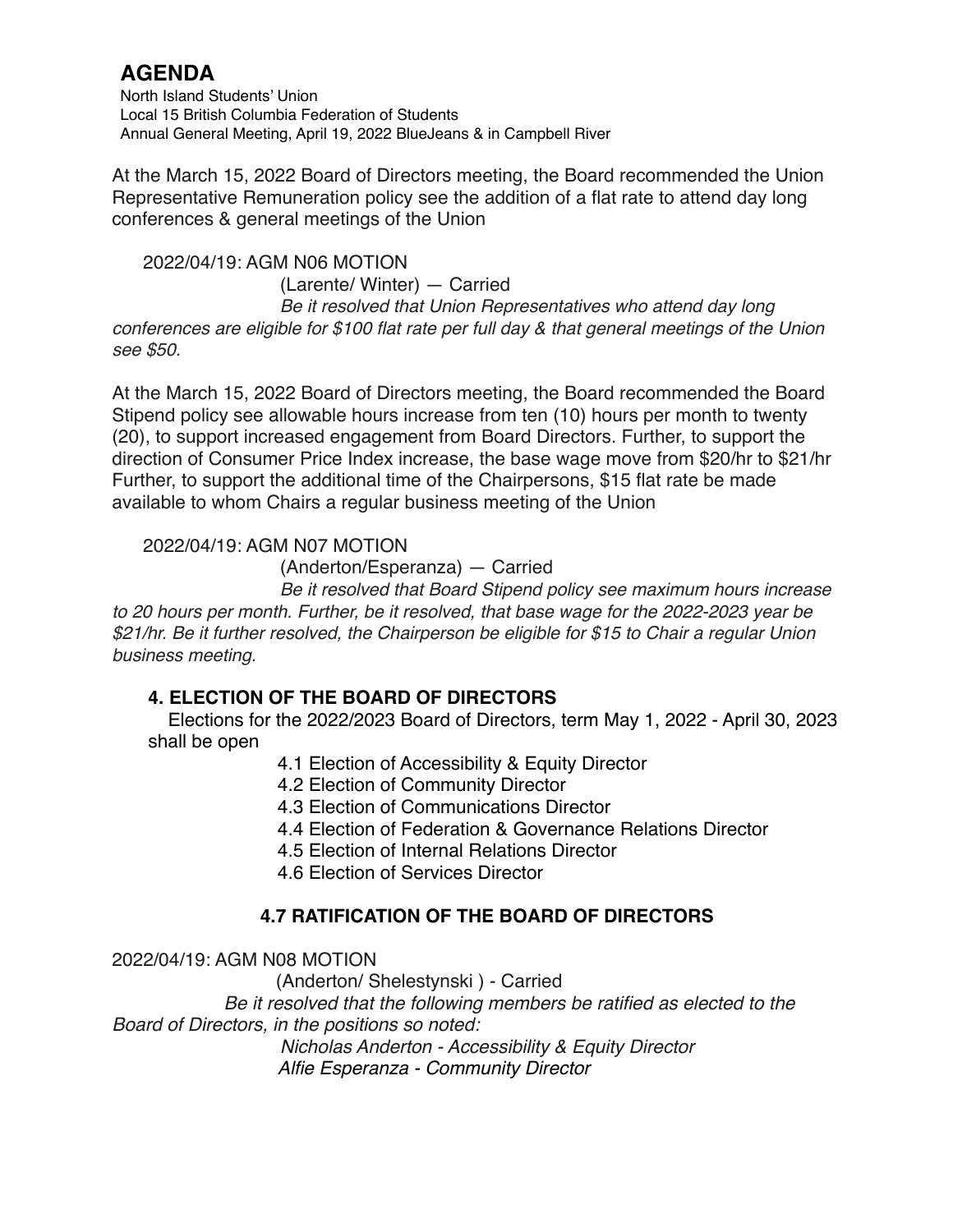# AGENDA

North Island Students' Union
Local 15 British Columbia Federation of Students
Annual General Meeting, April 19, 2022 BlueJeans & in Campbell River

At the March 15, 2022 Board of Directors meeting, the Board recommended the Union Representative Remuneration policy see the addition of a flat rate to attend day long conferences & general meetings of the Union

2022/04/19: AGM N06 MOTION

(Larente/ Winter) — Carried

*Be it resolved that Union Representatives who attend day long conferences are eligible for $100 flat rate per full day & that general meetings of the Union see $50.*

At the March 15, 2022 Board of Directors meeting, the Board recommended the Board Stipend policy see allowable hours increase from ten (10) hours per month to twenty (20), to support increased engagement from Board Directors. Further, to support the direction of Consumer Price Index increase, the base wage move from $20/hr to $21/hr Further, to support the additional time of the Chairpersons, $15 flat rate be made available to whom Chairs a regular business meeting of the Union

2022/04/19: AGM N07 MOTION

(Anderton/Esperanza) — Carried

*Be it resolved that Board Stipend policy see maximum hours increase to 20 hours per month. Further, be it resolved, that base wage for the 2022-2023 year be $21/hr. Be it further resolved, the Chairperson be eligible for $15 to Chair a regular Union business meeting.*

## 4. ELECTION OF THE BOARD OF DIRECTORS

Elections for the 2022/2023 Board of Directors, term May 1, 2022 - April 30, 2023 shall be open

- 4.1 Election of Accessibility & Equity Director
- 4.2 Election of Community Director
- 4.3 Election of Communications Director
- 4.4 Election of Federation & Governance Relations Director
- 4.5 Election of Internal Relations Director
- 4.6 Election of Services Director

### 4.7 RATIFICATION OF THE BOARD OF DIRECTORS

2022/04/19: AGM N08 MOTION

(Anderton/ Shelestynski ) - Carried

*Be it resolved that the following members be ratified as elected to the Board of Directors, in the positions so noted:*

*Nicholas Anderton - Accessibility & Equity Director*
*Alfie Esperanza - Community Director*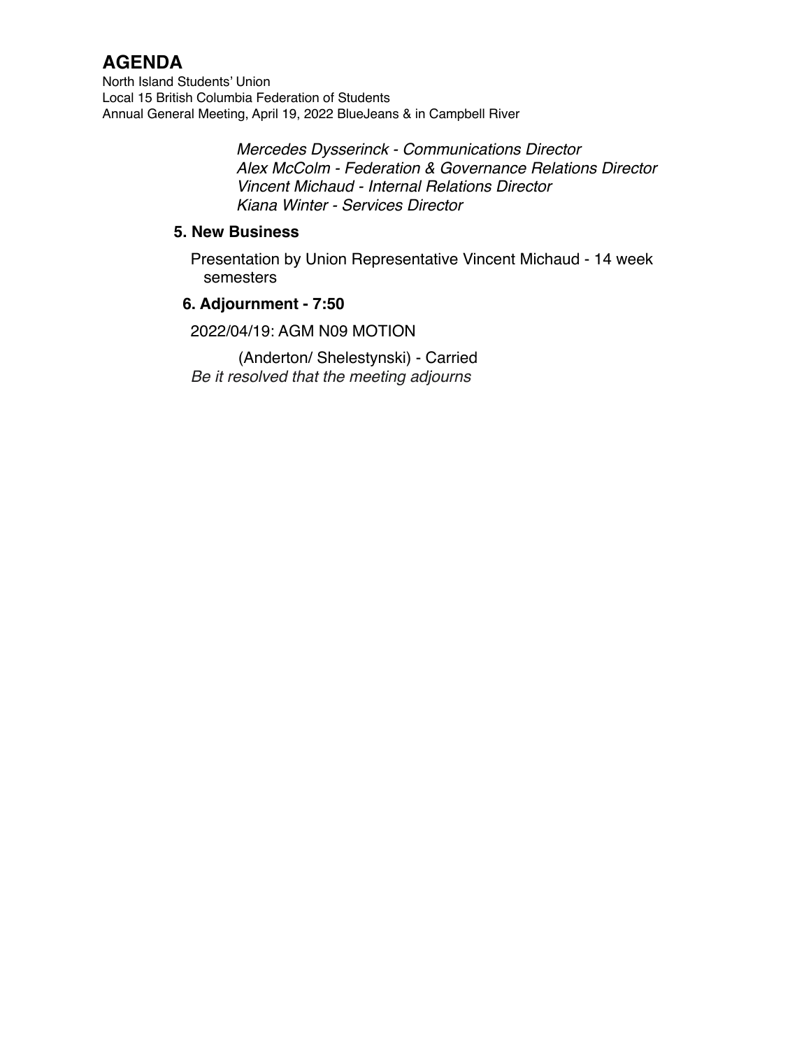# AGENDA

North Island Students' Union
Local 15 British Columbia Federation of Students
Annual General Meeting, April 19, 2022 BlueJeans & in Campbell River

*Mercedes Dysserinck - Communications Director*
*Alex McColm - Federation & Governance Relations Director*
*Vincent Michaud - Internal Relations Director*
*Kiana Winter - Services Director*

**5. New Business**

Presentation by Union Representative Vincent Michaud - 14 week semesters

**6. Adjournment - 7:50**

2022/04/19: AGM N09 MOTION

(Anderton/ Shelestynski) - Carried
*Be it resolved that the meeting adjourns*